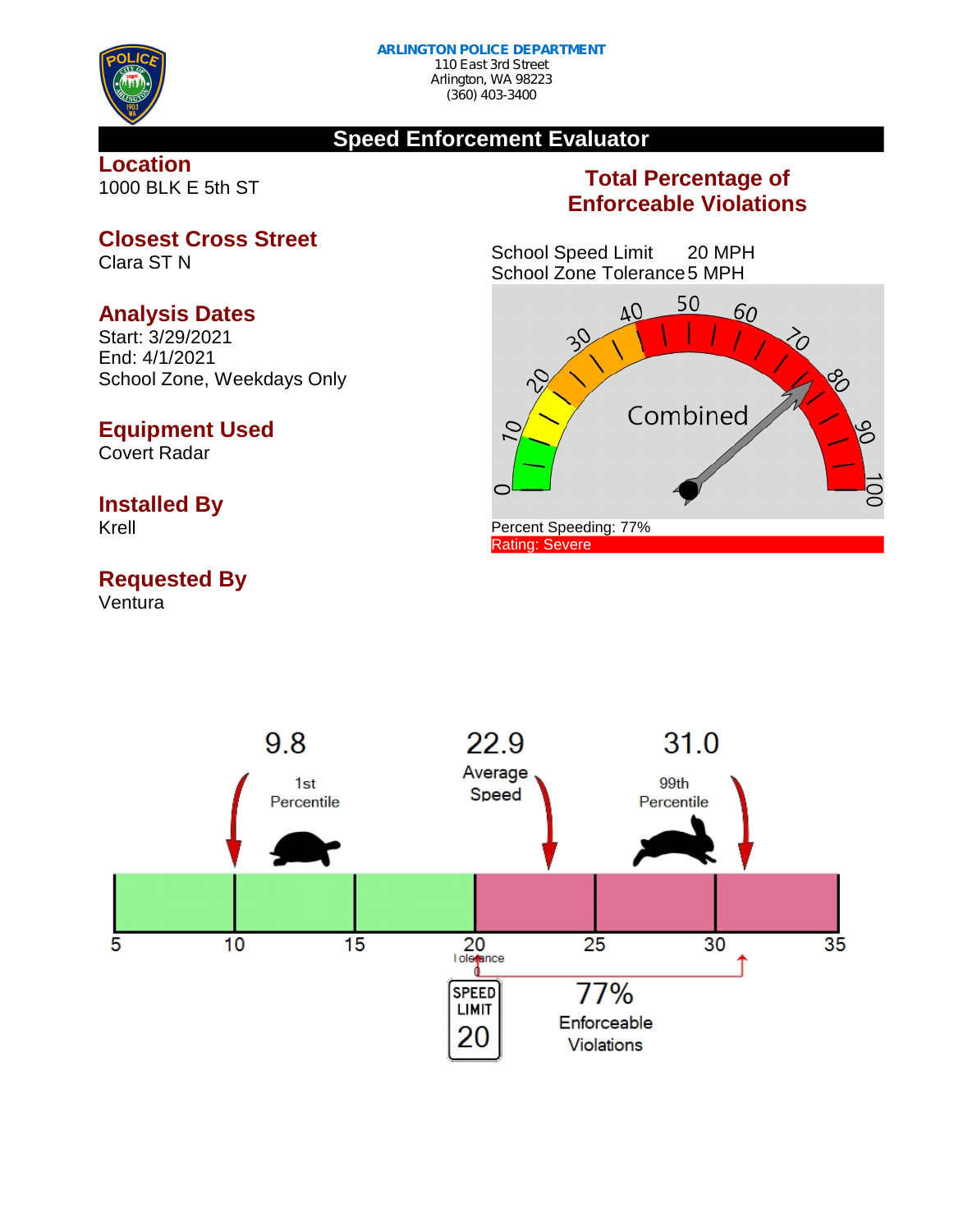**ARLINGTON POLICE DEPARTMENT**
110 East 3rd Street
Arlington, WA 98223
(360) 403-3400

# Speed Enforcement Evaluator

## Location
1000 BLK E 5th ST

## Closest Cross Street
Clara ST N

## Analysis Dates
Start: 3/29/2021
End: 4/1/2021
School Zone, Weekdays Only

## Equipment Used
Covert Radar

## Installed By
Krell

## Requested By
Ventura

## Total Percentage of Enforceable Violations

School Speed Limit 20 MPH
School Zone Tolerance 5 MPH

Combined

Percent Speeding: 77%
Rating: Severe

9.8 — 1st Percentile

22.9 — Average Speed

31.0 — 99th Percentile

Tolerance 0

SPEED LIMIT 20

77% Enforceable Violations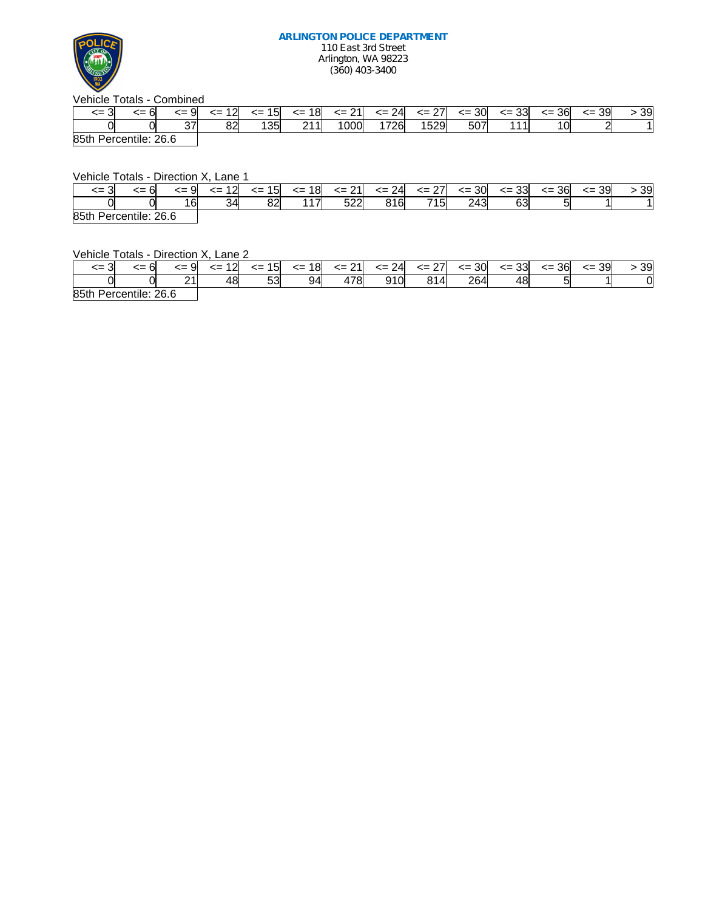**ARLINGTON POLICE DEPARTMENT**
110 East 3rd Street
Arlington, WA 98223
(360) 403-3400

Vehicle Totals - Combined

| <= 3 | <= 6 | <= 9 | <= 12 | <= 15 | <= 18 | <= 21 | <= 24 | <= 27 | <= 30 | <= 33 | <= 36 | <= 39 | > 39 |
|---|---|---|---|---|---|---|---|---|---|---|---|---|---|
| 0 | 0 | 37 | 82 | 135 | 211 | 1000 | 1726 | 1529 | 507 | 111 | 10 | 2 | 1 |

85th Percentile: 26.6

Vehicle Totals - Direction X, Lane 1

| <= 3 | <= 6 | <= 9 | <= 12 | <= 15 | <= 18 | <= 21 | <= 24 | <= 27 | <= 30 | <= 33 | <= 36 | <= 39 | > 39 |
|---|---|---|---|---|---|---|---|---|---|---|---|---|---|
| 0 | 0 | 16 | 34 | 82 | 117 | 522 | 816 | 715 | 243 | 63 | 5 | 1 | 1 |

85th Percentile: 26.6

Vehicle Totals - Direction X, Lane 2

| <= 3 | <= 6 | <= 9 | <= 12 | <= 15 | <= 18 | <= 21 | <= 24 | <= 27 | <= 30 | <= 33 | <= 36 | <= 39 | > 39 |
|---|---|---|---|---|---|---|---|---|---|---|---|---|---|
| 0 | 0 | 21 | 48 | 53 | 94 | 478 | 910 | 814 | 264 | 48 | 5 | 1 | 0 |

85th Percentile: 26.6